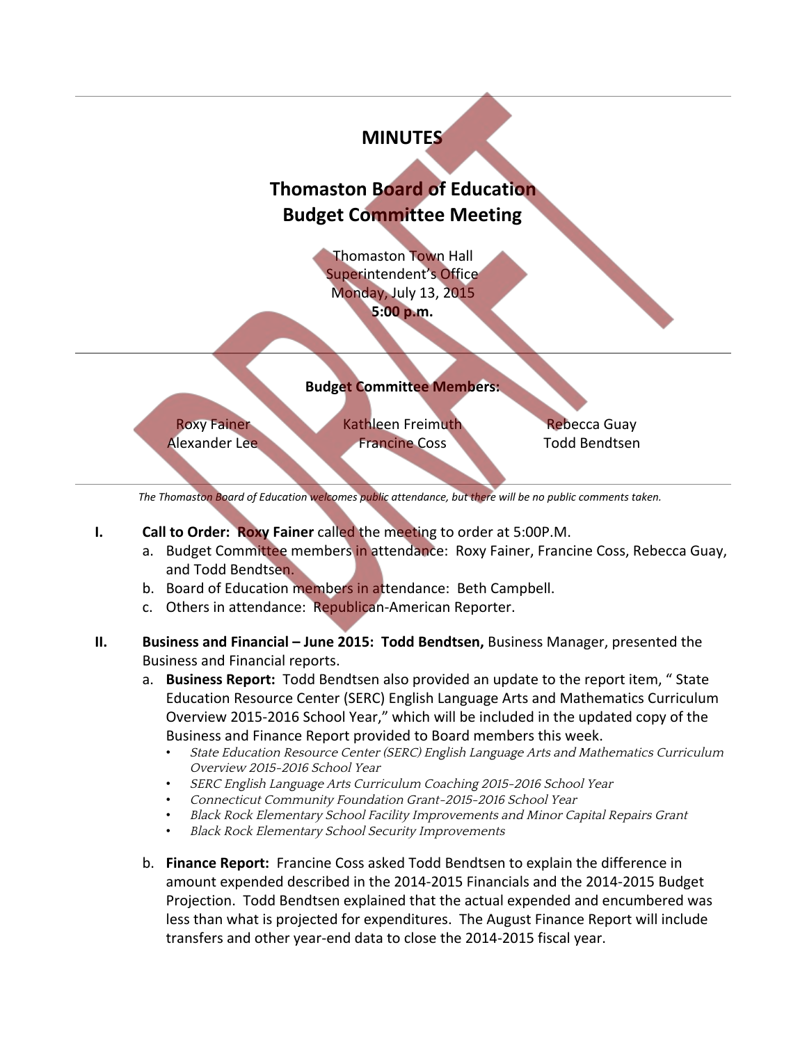# MINUTES

## Thomaston Board of Education
## Budget Committee Meeting

Thomaston Town Hall
Superintendent's Office
Monday, July 13, 2015
**5:00 p.m.**

**Budget Committee Members:**

| | | |
|---|---|---|
| Roxy Fainer | Kathleen Freimuth | Rebecca Guay |
| Alexander Lee | Francine Coss | Todd Bendtsen |

*The Thomaston Board of Education welcomes public attendance, but there will be no public comments taken.*

I. **Call to Order: Roxy Fainer** called the meeting to order at 5:00P.M.
   a. Budget Committee members in attendance: Roxy Fainer, Francine Coss, Rebecca Guay, and Todd Bendtsen.
   b. Board of Education members in attendance: Beth Campbell.
   c. Others in attendance: Republican-American Reporter.

II. **Business and Financial – June 2015: Todd Bendtsen,** Business Manager, presented the Business and Financial reports.
   a. **Business Report:** Todd Bendtsen also provided an update to the report item, " State Education Resource Center (SERC) English Language Arts and Mathematics Curriculum Overview 2015-2016 School Year," which will be included in the updated copy of the Business and Finance Report provided to Board members this week.
      - *State Education Resource Center (SERC) English Language Arts and Mathematics Curriculum Overview 2015-2016 School Year*
      - *SERC English Language Arts Curriculum Coaching 2015-2016 School Year*
      - *Connecticut Community Foundation Grant-2015-2016 School Year*
      - *Black Rock Elementary School Facility Improvements and Minor Capital Repairs Grant*
      - *Black Rock Elementary School Security Improvements*

   b. **Finance Report:** Francine Coss asked Todd Bendtsen to explain the difference in amount expended described in the 2014-2015 Financials and the 2014-2015 Budget Projection. Todd Bendtsen explained that the actual expended and encumbered was less than what is projected for expenditures. The August Finance Report will include transfers and other year-end data to close the 2014-2015 fiscal year.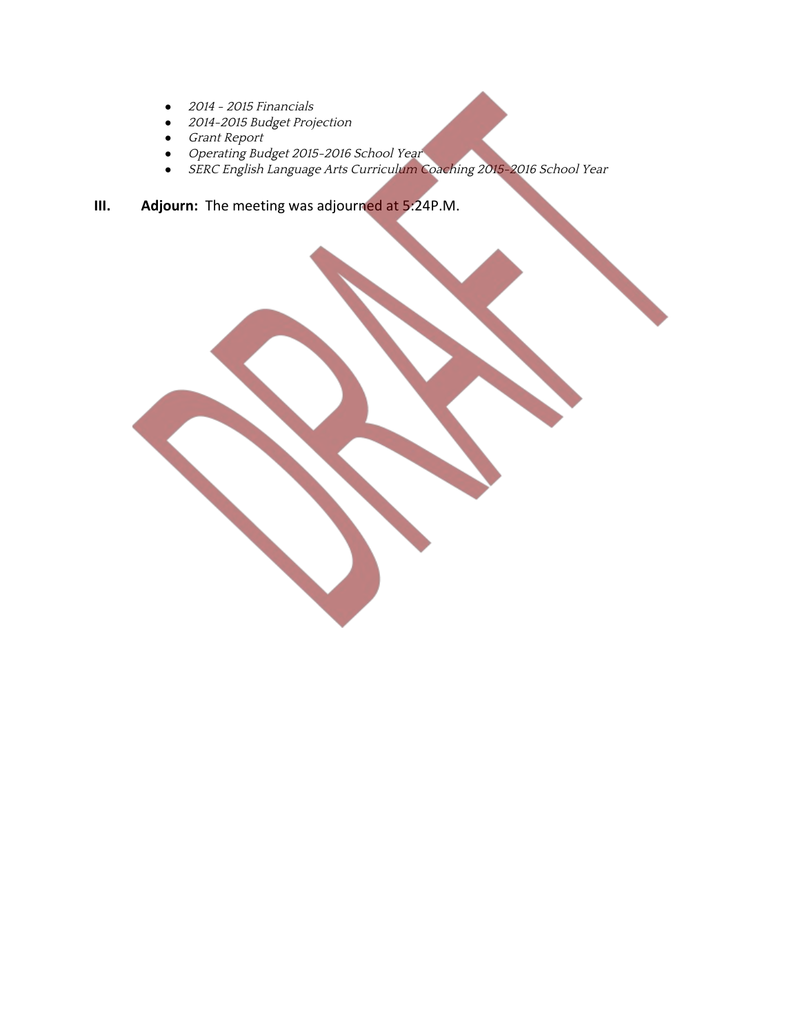- *2014 - 2015 Financials*
- *2014-2015 Budget Projection*
- *Grant Report*
- *Operating Budget 2015-2016 School Year*
- *SERC English Language Arts Curriculum Coaching 2015-2016 School Year*

**III. Adjourn:** The meeting was adjourned at 5:24P.M.

DRAFT